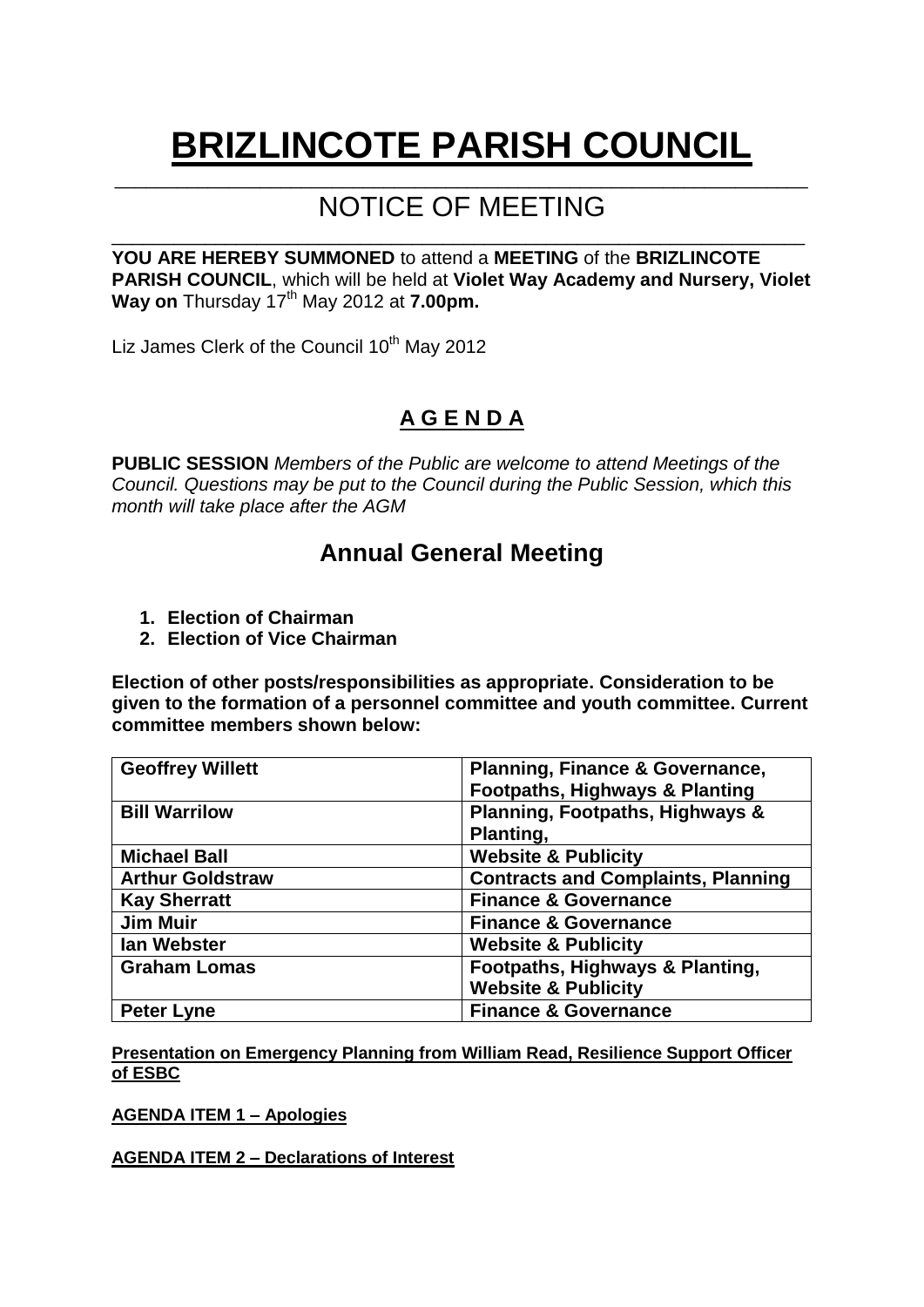# BRIZLINCOTE PARISH COUNCIL

## NOTICE OF MEETING

**YOU ARE HEREBY SUMMONED** to attend a **MEETING** of the **BRIZLINCOTE PARISH COUNCIL**, which will be held at **Violet Way Academy and Nursery, Violet Way on** Thursday 17th May 2012 at **7.00pm.**

Liz James Clerk of the Council 10th May 2012

## A G E N D A

**PUBLIC SESSION** *Members of the Public are welcome to attend Meetings of the Council. Questions may be put to the Council during the Public Session, which this month will take place after the AGM*

## Annual General Meeting

1. **Election of Chairman**
2. **Election of Vice Chairman**

**Election of other posts/responsibilities as appropriate. Consideration to be given to the formation of a personnel committee and youth committee. Current committee members shown below:**

| | |
|---|---|
| **Geoffrey Willett** | **Planning, Finance & Governance, Footpaths, Highways & Planting** |
| **Bill Warrilow** | **Planning, Footpaths, Highways & Planting,** |
| **Michael Ball** | **Website & Publicity** |
| **Arthur Goldstraw** | **Contracts and Complaints, Planning** |
| **Kay Sherratt** | **Finance & Governance** |
| **Jim Muir** | **Finance & Governance** |
| **Ian Webster** | **Website & Publicity** |
| **Graham Lomas** | **Footpaths, Highways & Planting, Website & Publicity** |
| **Peter Lyne** | **Finance & Governance** |

**Presentation on Emergency Planning from William Read, Resilience Support Officer of ESBC**

**AGENDA ITEM 1 – Apologies**

**AGENDA ITEM 2 – Declarations of Interest**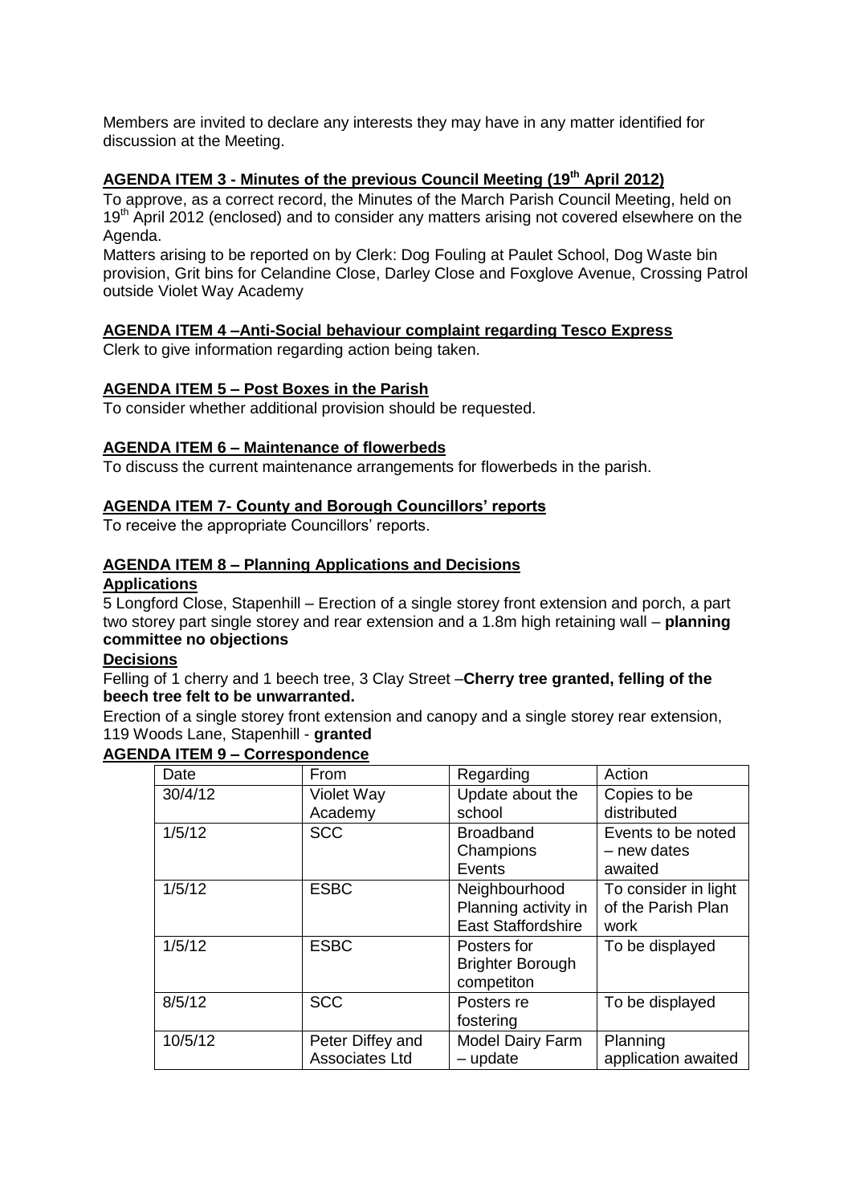Members are invited to declare any interests they may have in any matter identified for discussion at the Meeting.

## AGENDA ITEM 3 - Minutes of the previous Council Meeting (19th April 2012)

To approve, as a correct record, the Minutes of the March Parish Council Meeting, held on 19th April 2012 (enclosed) and to consider any matters arising not covered elsewhere on the Agenda.

Matters arising to be reported on by Clerk: Dog Fouling at Paulet School, Dog Waste bin provision, Grit bins for Celandine Close, Darley Close and Foxglove Avenue, Crossing Patrol outside Violet Way Academy

## AGENDA ITEM 4 –Anti-Social behaviour complaint regarding Tesco Express

Clerk to give information regarding action being taken.

## AGENDA ITEM 5 – Post Boxes in the Parish

To consider whether additional provision should be requested.

## AGENDA ITEM 6 – Maintenance of flowerbeds

To discuss the current maintenance arrangements for flowerbeds in the parish.

## AGENDA ITEM 7- County and Borough Councillors' reports

To receive the appropriate Councillors' reports.

## AGENDA ITEM 8 – Planning Applications and Decisions

### Applications

5 Longford Close, Stapenhill – Erection of a single storey front extension and porch, a part two storey part single storey and rear extension and a 1.8m high retaining wall – **planning committee no objections**

### Decisions

Felling of 1 cherry and 1 beech tree, 3 Clay Street –**Cherry tree granted, felling of the beech tree felt to be unwarranted.**

Erection of a single storey front extension and canopy and a single storey rear extension, 119 Woods Lane, Stapenhill - **granted**

## AGENDA ITEM 9 – Correspondence

| Date | From | Regarding | Action |
|---|---|---|---|
| 30/4/12 | Violet Way Academy | Update about the school | Copies to be distributed |
| 1/5/12 | SCC | Broadband Champions Events | Events to be noted – new dates awaited |
| 1/5/12 | ESBC | Neighbourhood Planning activity in East Staffordshire | To consider in light of the Parish Plan work |
| 1/5/12 | ESBC | Posters for Brighter Borough competiton | To be displayed |
| 8/5/12 | SCC | Posters re fostering | To be displayed |
| 10/5/12 | Peter Diffey and Associates Ltd | Model Dairy Farm – update | Planning application awaited |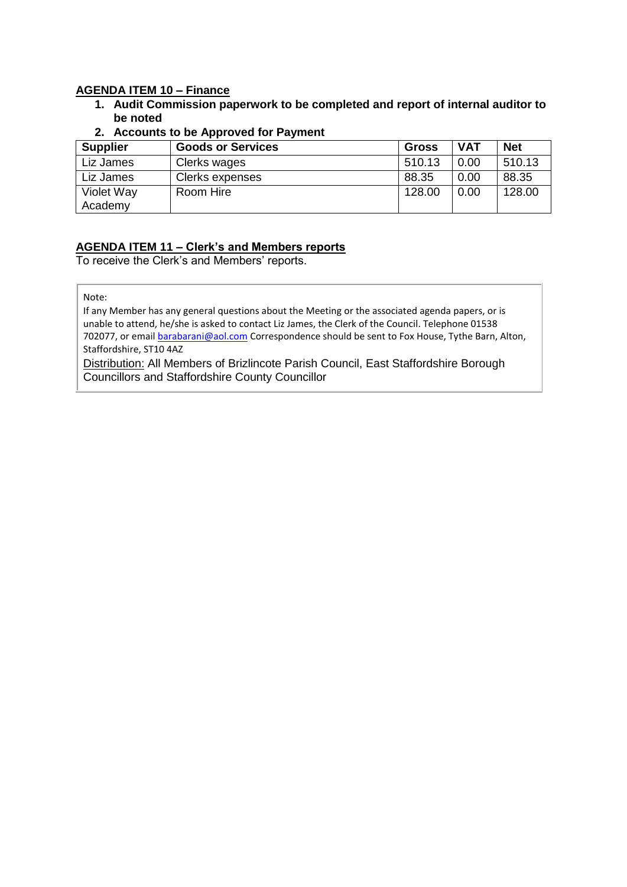## AGENDA ITEM 10 – Finance

1. **Audit Commission paperwork to be completed and report of internal auditor to be noted**
2. **Accounts to be Approved for Payment**

| Supplier | Goods or Services | Gross | VAT | Net |
|---|---|---|---|---|
| Liz James | Clerks wages | 510.13 | 0.00 | 510.13 |
| Liz James | Clerks expenses | 88.35 | 0.00 | 88.35 |
| Violet Way Academy | Room Hire | 128.00 | 0.00 | 128.00 |

## AGENDA ITEM 11 – Clerk's and Members reports

To receive the Clerk's and Members' reports.

Note:

If any Member has any general questions about the Meeting or the associated agenda papers, or is unable to attend, he/she is asked to contact Liz James, the Clerk of the Council. Telephone 01538 702077, or email barabarani@aol.com Correspondence should be sent to Fox House, Tythe Barn, Alton, Staffordshire, ST10 4AZ

Distribution: All Members of Brizlincote Parish Council, East Staffordshire Borough Councillors and Staffordshire County Councillor